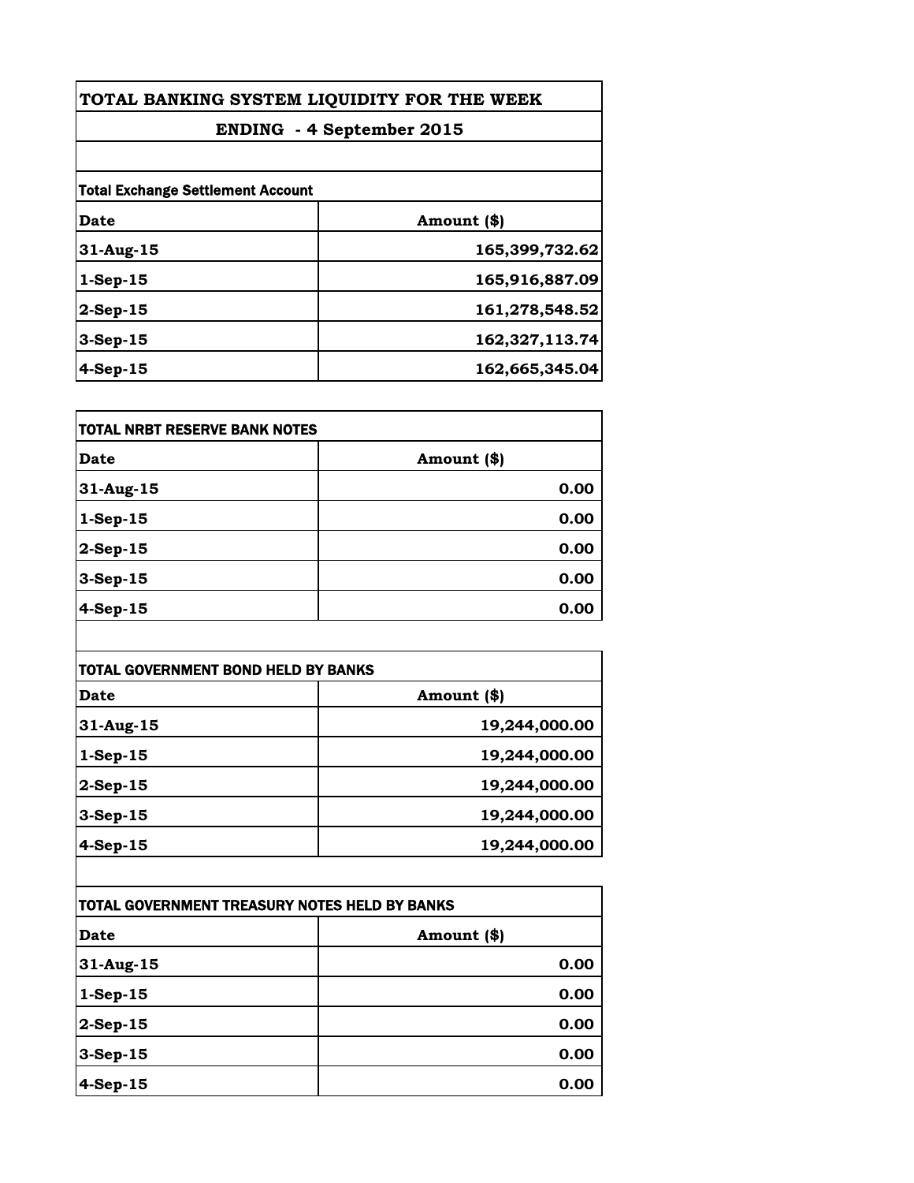# TOTAL BANKING SYSTEM LIQUIDITY FOR THE WEEK

## ENDING - 4 September 2015

**Total Exchange Settlement Account**

| Date | Amount ($) |
|---|---|
| 31-Aug-15 | 165,399,732.62 |
| 1-Sep-15 | 165,916,887.09 |
| 2-Sep-15 | 161,278,548.52 |
| 3-Sep-15 | 162,327,113.74 |
| 4-Sep-15 | 162,665,345.04 |

**TOTAL NRBT RESERVE BANK NOTES**

| Date | Amount ($) |
|---|---|
| 31-Aug-15 | 0.00 |
| 1-Sep-15 | 0.00 |
| 2-Sep-15 | 0.00 |
| 3-Sep-15 | 0.00 |
| 4-Sep-15 | 0.00 |

**TOTAL GOVERNMENT BOND HELD BY BANKS**

| Date | Amount ($) |
|---|---|
| 31-Aug-15 | 19,244,000.00 |
| 1-Sep-15 | 19,244,000.00 |
| 2-Sep-15 | 19,244,000.00 |
| 3-Sep-15 | 19,244,000.00 |
| 4-Sep-15 | 19,244,000.00 |

**TOTAL GOVERNMENT TREASURY NOTES HELD BY BANKS**

| Date | Amount ($) |
|---|---|
| 31-Aug-15 | 0.00 |
| 1-Sep-15 | 0.00 |
| 2-Sep-15 | 0.00 |
| 3-Sep-15 | 0.00 |
| 4-Sep-15 | 0.00 |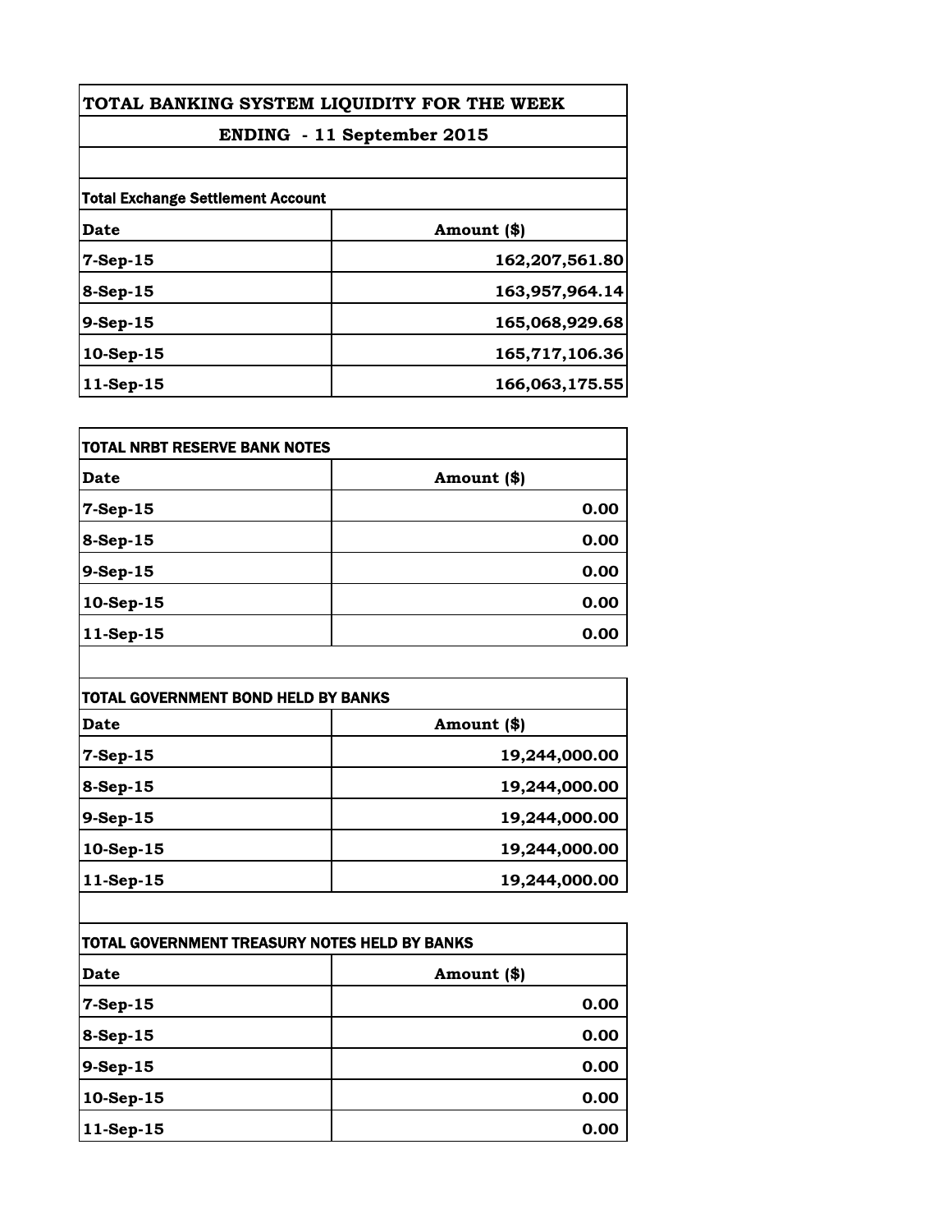# TOTAL BANKING SYSTEM LIQUIDITY FOR THE WEEK

## ENDING - 11 September 2015

| Total Exchange Settlement Account | |
|---|---|
| **Date** | **Amount ($)** |
| 7-Sep-15 | 162,207,561.80 |
| 8-Sep-15 | 163,957,964.14 |
| 9-Sep-15 | 165,068,929.68 |
| 10-Sep-15 | 165,717,106.36 |
| 11-Sep-15 | 166,063,175.55 |

| TOTAL NRBT RESERVE BANK NOTES | |
|---|---|
| **Date** | **Amount ($)** |
| 7-Sep-15 | 0.00 |
| 8-Sep-15 | 0.00 |
| 9-Sep-15 | 0.00 |
| 10-Sep-15 | 0.00 |
| 11-Sep-15 | 0.00 |

| TOTAL GOVERNMENT BOND HELD BY BANKS | |
|---|---|
| **Date** | **Amount ($)** |
| 7-Sep-15 | 19,244,000.00 |
| 8-Sep-15 | 19,244,000.00 |
| 9-Sep-15 | 19,244,000.00 |
| 10-Sep-15 | 19,244,000.00 |
| 11-Sep-15 | 19,244,000.00 |

| TOTAL GOVERNMENT TREASURY NOTES HELD BY BANKS | |
|---|---|
| **Date** | **Amount ($)** |
| 7-Sep-15 | 0.00 |
| 8-Sep-15 | 0.00 |
| 9-Sep-15 | 0.00 |
| 10-Sep-15 | 0.00 |
| 11-Sep-15 | 0.00 |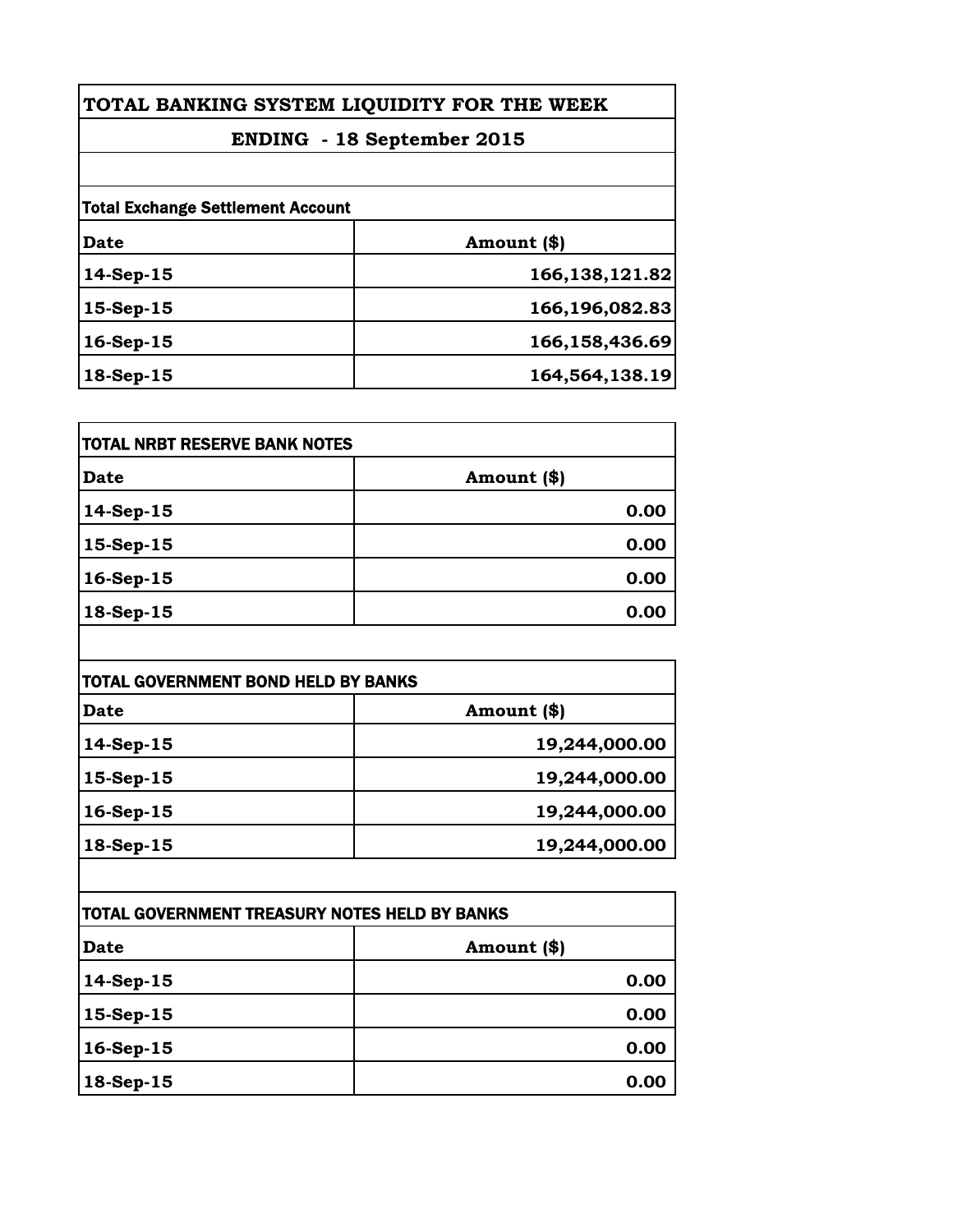# TOTAL BANKING SYSTEM LIQUIDITY FOR THE WEEK

## ENDING - 18 September 2015

**Total Exchange Settlement Account**

| Date | Amount ($) |
| --- | --- |
| 14-Sep-15 | 166,138,121.82 |
| 15-Sep-15 | 166,196,082.83 |
| 16-Sep-15 | 166,158,436.69 |
| 18-Sep-15 | 164,564,138.19 |

**TOTAL NRBT RESERVE BANK NOTES**

| Date | Amount ($) |
| --- | --- |
| 14-Sep-15 | 0.00 |
| 15-Sep-15 | 0.00 |
| 16-Sep-15 | 0.00 |
| 18-Sep-15 | 0.00 |

**TOTAL GOVERNMENT BOND HELD BY BANKS**

| Date | Amount ($) |
| --- | --- |
| 14-Sep-15 | 19,244,000.00 |
| 15-Sep-15 | 19,244,000.00 |
| 16-Sep-15 | 19,244,000.00 |
| 18-Sep-15 | 19,244,000.00 |

**TOTAL GOVERNMENT TREASURY NOTES HELD BY BANKS**

| Date | Amount ($) |
| --- | --- |
| 14-Sep-15 | 0.00 |
| 15-Sep-15 | 0.00 |
| 16-Sep-15 | 0.00 |
| 18-Sep-15 | 0.00 |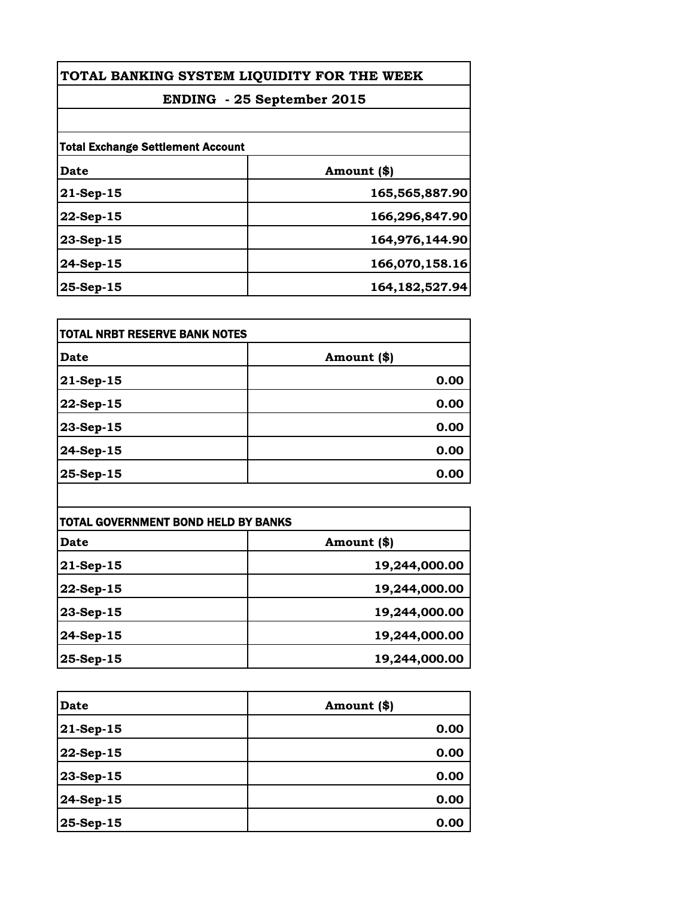# TOTAL BANKING SYSTEM LIQUIDITY FOR THE WEEK

## ENDING - 25 September 2015

**Total Exchange Settlement Account**

| Date | Amount ($) |
|---|---|
| 21-Sep-15 | 165,565,887.90 |
| 22-Sep-15 | 166,296,847.90 |
| 23-Sep-15 | 164,976,144.90 |
| 24-Sep-15 | 166,070,158.16 |
| 25-Sep-15 | 164,182,527.94 |

**TOTAL NRBT RESERVE BANK NOTES**

| Date | Amount ($) |
|---|---|
| 21-Sep-15 | 0.00 |
| 22-Sep-15 | 0.00 |
| 23-Sep-15 | 0.00 |
| 24-Sep-15 | 0.00 |
| 25-Sep-15 | 0.00 |

**TOTAL GOVERNMENT BOND HELD BY BANKS**

| Date | Amount ($) |
|---|---|
| 21-Sep-15 | 19,244,000.00 |
| 22-Sep-15 | 19,244,000.00 |
| 23-Sep-15 | 19,244,000.00 |
| 24-Sep-15 | 19,244,000.00 |
| 25-Sep-15 | 19,244,000.00 |

| Date | Amount ($) |
|---|---|
| 21-Sep-15 | 0.00 |
| 22-Sep-15 | 0.00 |
| 23-Sep-15 | 0.00 |
| 24-Sep-15 | 0.00 |
| 25-Sep-15 | 0.00 |